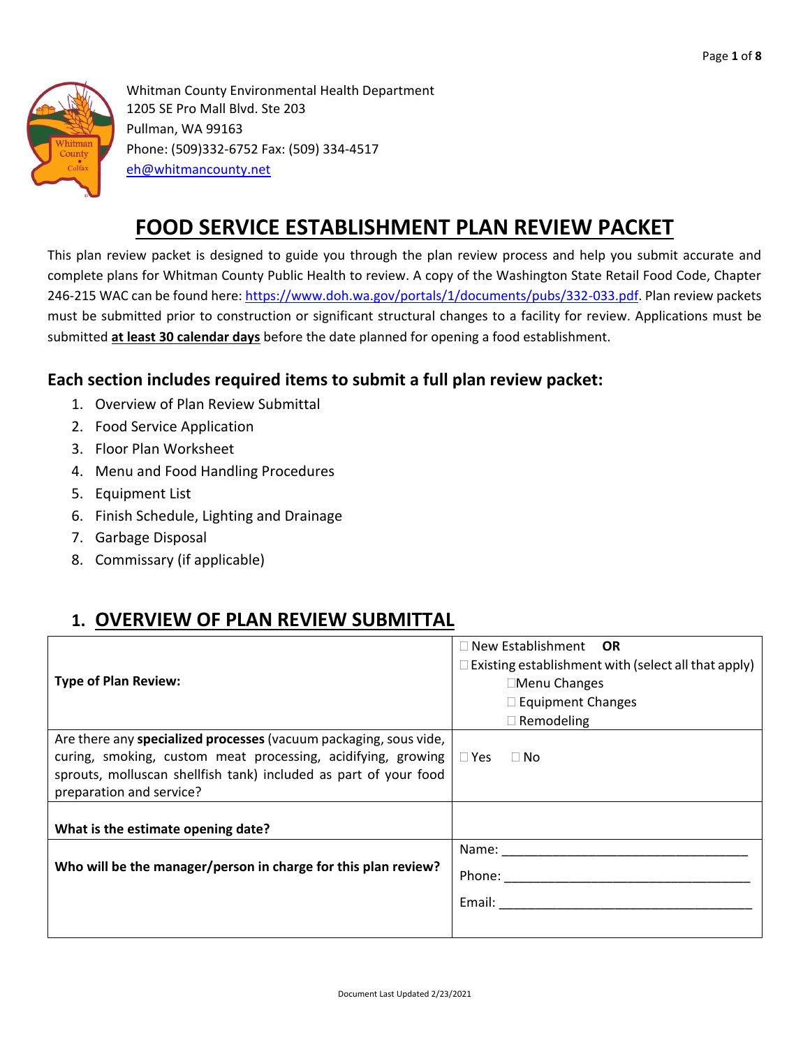Whitman County Environmental Health Department
1205 SE Pro Mall Blvd. Ste 203
Pullman, WA 99163
Phone: (509)332-6752 Fax: (509) 334-4517
eh@whitmancounty.net

# FOOD SERVICE ESTABLISHMENT PLAN REVIEW PACKET

This plan review packet is designed to guide you through the plan review process and help you submit accurate and complete plans for Whitman County Public Health to review. A copy of the Washington State Retail Food Code, Chapter 246-215 WAC can be found here: https://www.doh.wa.gov/portals/1/documents/pubs/332-033.pdf. Plan review packets must be submitted prior to construction or significant structural changes to a facility for review. Applications must be submitted **at least 30 calendar days** before the date planned for opening a food establishment.

## Each section includes required items to submit a full plan review packet:

1. Overview of Plan Review Submittal
2. Food Service Application
3. Floor Plan Worksheet
4. Menu and Food Handling Procedures
5. Equipment List
6. Finish Schedule, Lighting and Drainage
7. Garbage Disposal
8. Commissary (if applicable)

## 1. OVERVIEW OF PLAN REVIEW SUBMITTAL

| | |
|---|---|
| **Type of Plan Review:** | ☐ New Establishment **OR**<br>☐ Existing establishment with (select all that apply)<br>☐Menu Changes<br>☐ Equipment Changes<br>☐ Remodeling |
| Are there any **specialized processes** (vacuum packaging, sous vide, curing, smoking, custom meat processing, acidifying, growing sprouts, molluscan shellfish tank) included as part of your food preparation and service? | ☐ Yes ☐ No |
| **What is the estimate opening date?** | |
| **Who will be the manager/person in charge for this plan review?** | Name: ___________________________________<br>Phone: ___________________________________<br>Email: ___________________________________ |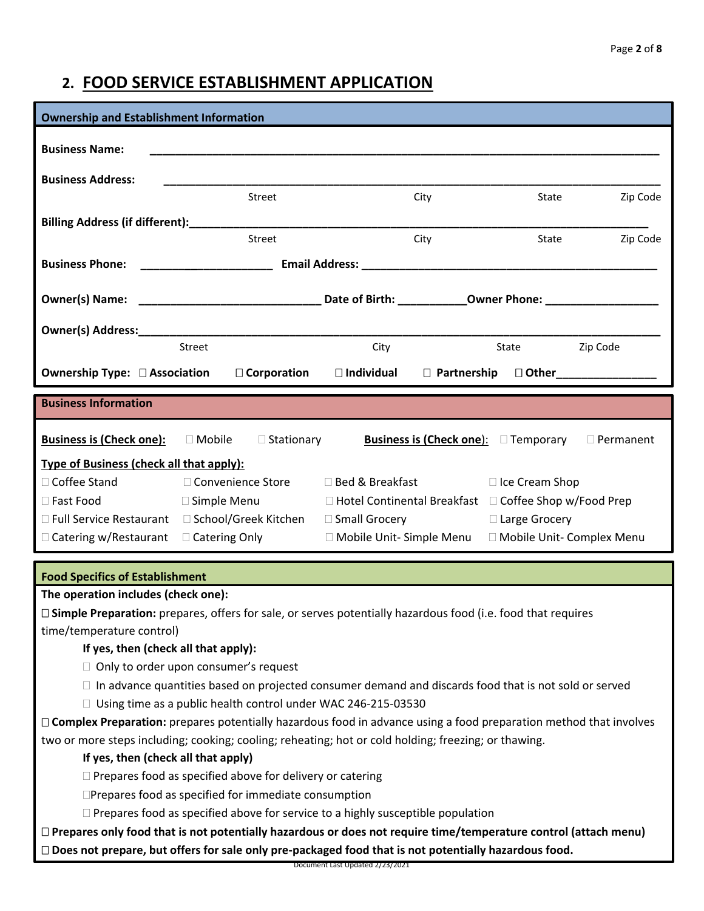## 2. FOUR SERVICE ESTABLISHMENT APPLICATION

### Ownership and Establishment Information

**Business Name:** ______________________________________________________________________________

**Business Address:** ___________________________________________________________________________

Street City State Zip Code

**Billing Address (if different):**______________________________________________________________

Street City State Zip Code

**Business Phone:** ____________________ **Email Address:** ___________________________________________

**Owner(s) Name:** ___________________________ **Date of Birth:** __________ **Owner Phone:** _________________

**Owner(s) Address:**____________________________________________________________________________

Street City State Zip Code

**Ownership Type:** ☐ **Association** ☐ **Corporation** ☐ **Individual** ☐ **Partnership** ☐ **Other**_______________

### Business Information

**Business is (Check one):** ☐ Mobile ☐ Stationary **Business is (Check one):** ☐ Temporary ☐ Permanent

**Type of Business (check all that apply):**

| | | | |
|---|---|---|---|
| ☐ Coffee Stand | ☐ Convenience Store | ☐ Bed & Breakfast | ☐ Ice Cream Shop |
| ☐ Fast Food | ☐ Simple Menu | ☐ Hotel Continental Breakfast | ☐ Coffee Shop w/Food Prep |
| ☐ Full Service Restaurant | ☐ School/Greek Kitchen | ☐ Small Grocery | ☐ Large Grocery |
| ☐ Catering w/Restaurant | ☐ Catering Only | ☐ Mobile Unit- Simple Menu | ☐ Mobile Unit- Complex Menu |

### Food Specifics of Establishment

**The operation includes (check one):**

☐ **Simple Preparation:** prepares, offers for sale, or serves potentially hazardous food (i.e. food that requires time/temperature control)

**If yes, then (check all that apply):**

- ☐ Only to order upon consumer's request
- ☐ In advance quantities based on projected consumer demand and discards food that is not sold or served
- ☐ Using time as a public health control under WAC 246-215-03530

☐ **Complex Preparation:** prepares potentially hazardous food in advance using a food preparation method that involves two or more steps including; cooking; cooling; reheating; hot or cold holding; freezing; or thawing.

**If yes, then (check all that apply)**

- ☐ Prepares food as specified above for delivery or catering
- ☐ Prepares food as specified for immediate consumption
- ☐ Prepares food as specified above for service to a highly susceptible population

☐ **Prepares only food that is not potentially hazardous or does not require time/temperature control (attach menu)**

☐ **Does not prepare, but offers for sale only pre-packaged food that is not potentially hazardous food.**

Document Last Updated 2/23/2021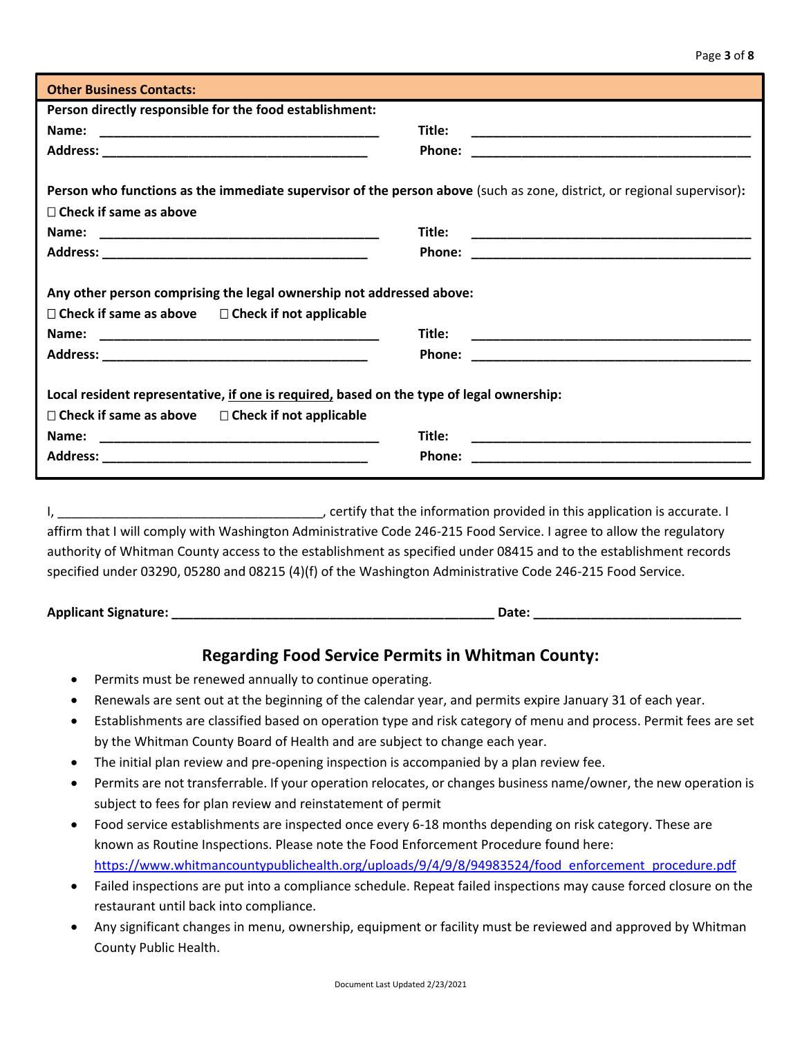**Other Business Contacts:**

**Person directly responsible for the food establishment:**

**Name:** ________________________________________ **Title:** ________________________________________

**Address:** ______________________________________ **Phone:** ________________________________________

**Person who functions as the immediate supervisor of the person above** (such as zone, district, or regional supervisor)**:**

☐ **Check if same as above**

**Name:** ________________________________________ **Title:** ________________________________________

**Address:** ______________________________________ **Phone:** ________________________________________

**Any other person comprising the legal ownership not addressed above:**

☐ **Check if same as above** ☐ **Check if not applicable**

**Name:** ________________________________________ **Title:** ________________________________________

**Address:** ______________________________________ **Phone:** ________________________________________

**Local resident representative, if one is required, based on the type of legal ownership:**

☐ **Check if same as above** ☐ **Check if not applicable**

**Name:** ________________________________________ **Title:** ________________________________________

**Address:** ______________________________________ **Phone:** ________________________________________

I, ____________________________________, certify that the information provided in this application is accurate. I affirm that I will comply with Washington Administrative Code 246-215 Food Service. I agree to allow the regulatory authority of Whitman County access to the establishment as specified under 08415 and to the establishment records specified under 03290, 05280 and 08215 (4)(f) of the Washington Administrative Code 246-215 Food Service.

**Applicant Signature:** ____________________________________________ **Date:** ____________________________

## Regarding Food Service Permits in Whitman County:

- Permits must be renewed annually to continue operating.
- Renewals are sent out at the beginning of the calendar year, and permits expire January 31 of each year.
- Establishments are classified based on operation type and risk category of menu and process. Permit fees are set by the Whitman County Board of Health and are subject to change each year.
- The initial plan review and pre-opening inspection is accompanied by a plan review fee.
- Permits are not transferrable. If your operation relocates, or changes business name/owner, the new operation is subject to fees for plan review and reinstatement of permit
- Food service establishments are inspected once every 6-18 months depending on risk category. These are known as Routine Inspections. Please note the Food Enforcement Procedure found here: https://www.whitmancountypublichealth.org/uploads/9/4/9/8/94983524/food_enforcement_procedure.pdf
- Failed inspections are put into a compliance schedule. Repeat failed inspections may cause forced closure on the restaurant until back into compliance.
- Any significant changes in menu, ownership, equipment or facility must be reviewed and approved by Whitman County Public Health.

Document Last Updated 2/23/2021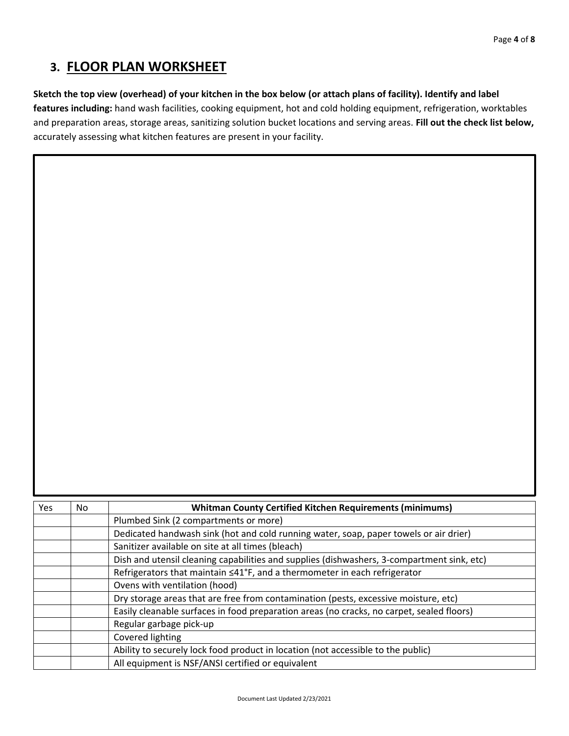## 3. FLOOR PLAN WORKSHEET

**Sketch the top view (overhead) of your kitchen in the box below (or attach plans of facility). Identify and label features including:** hand wash facilities, cooking equipment, hot and cold holding equipment, refrigeration, worktables and preparation areas, storage areas, sanitizing solution bucket locations and serving areas. **Fill out the check list below,** accurately assessing what kitchen features are present in your facility.

| Yes | No | **Whitman County Certified Kitchen Requirements (minimums)** |
|---|---|---|
| | | Plumbed Sink (2 compartments or more) |
| | | Dedicated handwash sink (hot and cold running water, soap, paper towels or air drier) |
| | | Sanitizer available on site at all times (bleach) |
| | | Dish and utensil cleaning capabilities and supplies (dishwashers, 3-compartment sink, etc) |
| | | Refrigerators that maintain ≤41°F, and a thermometer in each refrigerator |
| | | Ovens with ventilation (hood) |
| | | Dry storage areas that are free from contamination (pests, excessive moisture, etc) |
| | | Easily cleanable surfaces in food preparation areas (no cracks, no carpet, sealed floors) |
| | | Regular garbage pick-up |
| | | Covered lighting |
| | | Ability to securely lock food product in location (not accessible to the public) |
| | | All equipment is NSF/ANSI certified or equivalent |

Document Last Updated 2/23/2021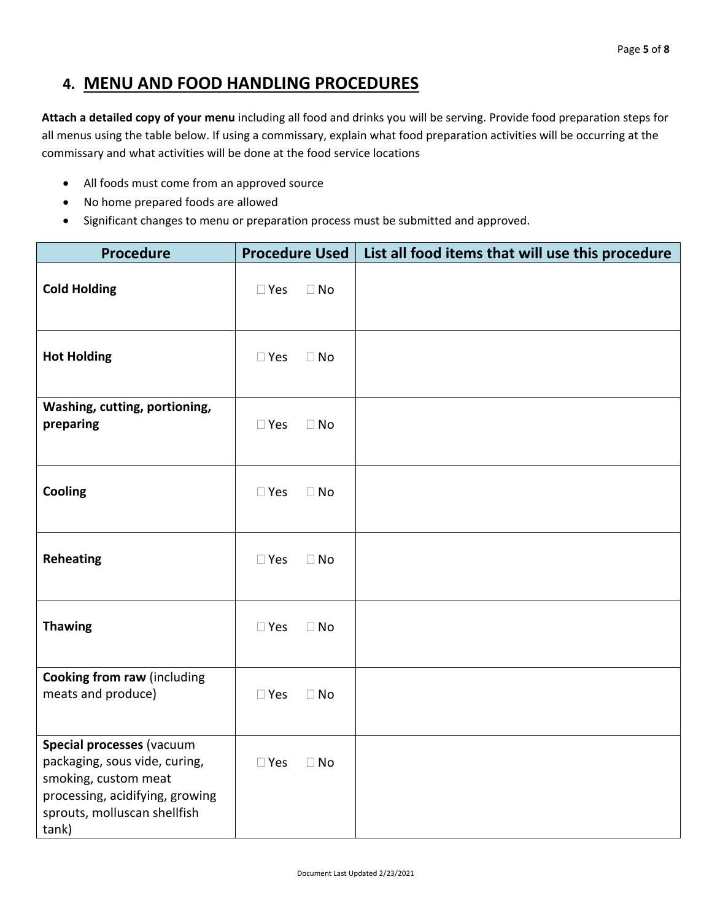## 4. MENU AND FOOD HANDLING PROCEDURES

**Attach a detailed copy of your menu** including all food and drinks you will be serving. Provide food preparation steps for all menus using the table below. If using a commissary, explain what food preparation activities will be occurring at the commissary and what activities will be done at the food service locations

- All foods must come from an approved source
- No home prepared foods are allowed
- Significant changes to menu or preparation process must be submitted and approved.

| Procedure | Procedure Used | List all food items that will use this procedure |
|---|---|---|
| **Cold Holding** | ☐ Yes ☐ No | |
| **Hot Holding** | ☐ Yes ☐ No | |
| **Washing, cutting, portioning, preparing** | ☐ Yes ☐ No | |
| **Cooling** | ☐ Yes ☐ No | |
| **Reheating** | ☐ Yes ☐ No | |
| **Thawing** | ☐ Yes ☐ No | |
| **Cooking from raw** (including meats and produce) | ☐ Yes ☐ No | |
| **Special processes** (vacuum packaging, sous vide, curing, smoking, custom meat processing, acidifying, growing sprouts, molluscan shellfish tank) | ☐ Yes ☐ No | |

Document Last Updated 2/23/2021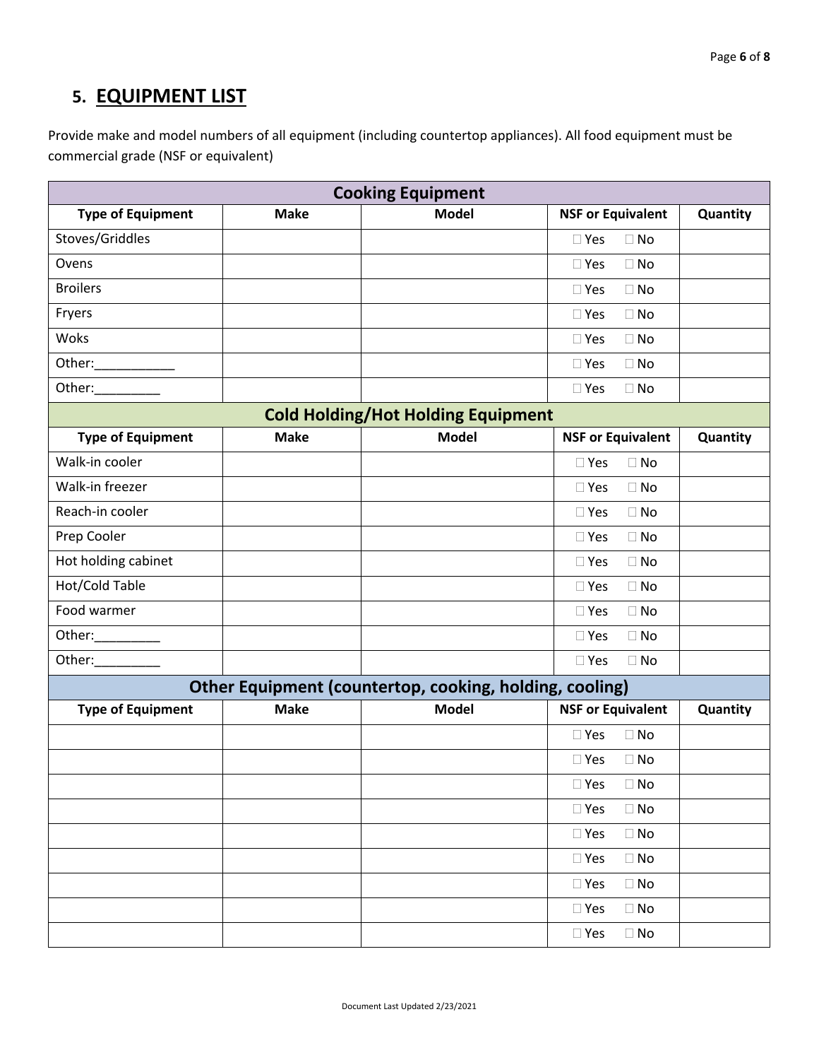## 5. EQUIPMENT LIST

Provide make and model numbers of all equipment (including countertop appliances). All food equipment must be commercial grade (NSF or equivalent)

| Cooking Equipment | | | | |
|---|---|---|---|---|
| **Type of Equipment** | **Make** | **Model** | **NSF or Equivalent** | **Quantity** |
| Stoves/Griddles | | | ☐ Yes ☐ No | |
| Ovens | | | ☐ Yes ☐ No | |
| Broilers | | | ☐ Yes ☐ No | |
| Fryers | | | ☐ Yes ☐ No | |
| Woks | | | ☐ Yes ☐ No | |
| Other:___________ | | | ☐ Yes ☐ No | |
| Other:_________ | | | ☐ Yes ☐ No | |
| **Cold Holding/Hot Holding Equipment** | | | | |
| **Type of Equipment** | **Make** | **Model** | **NSF or Equivalent** | **Quantity** |
| Walk-in cooler | | | ☐ Yes ☐ No | |
| Walk-in freezer | | | ☐ Yes ☐ No | |
| Reach-in cooler | | | ☐ Yes ☐ No | |
| Prep Cooler | | | ☐ Yes ☐ No | |
| Hot holding cabinet | | | ☐ Yes ☐ No | |
| Hot/Cold Table | | | ☐ Yes ☐ No | |
| Food warmer | | | ☐ Yes ☐ No | |
| Other:_________ | | | ☐ Yes ☐ No | |
| Other:_________ | | | ☐ Yes ☐ No | |
| **Other Equipment (countertop, cooking, holding, cooling)** | | | | |
| **Type of Equipment** | **Make** | **Model** | **NSF or Equivalent** | **Quantity** |
| | | | ☐ Yes ☐ No | |
| | | | ☐ Yes ☐ No | |
| | | | ☐ Yes ☐ No | |
| | | | ☐ Yes ☐ No | |
| | | | ☐ Yes ☐ No | |
| | | | ☐ Yes ☐ No | |
| | | | ☐ Yes ☐ No | |
| | | | ☐ Yes ☐ No | |
| | | | ☐ Yes ☐ No | |

Document Last Updated 2/23/2021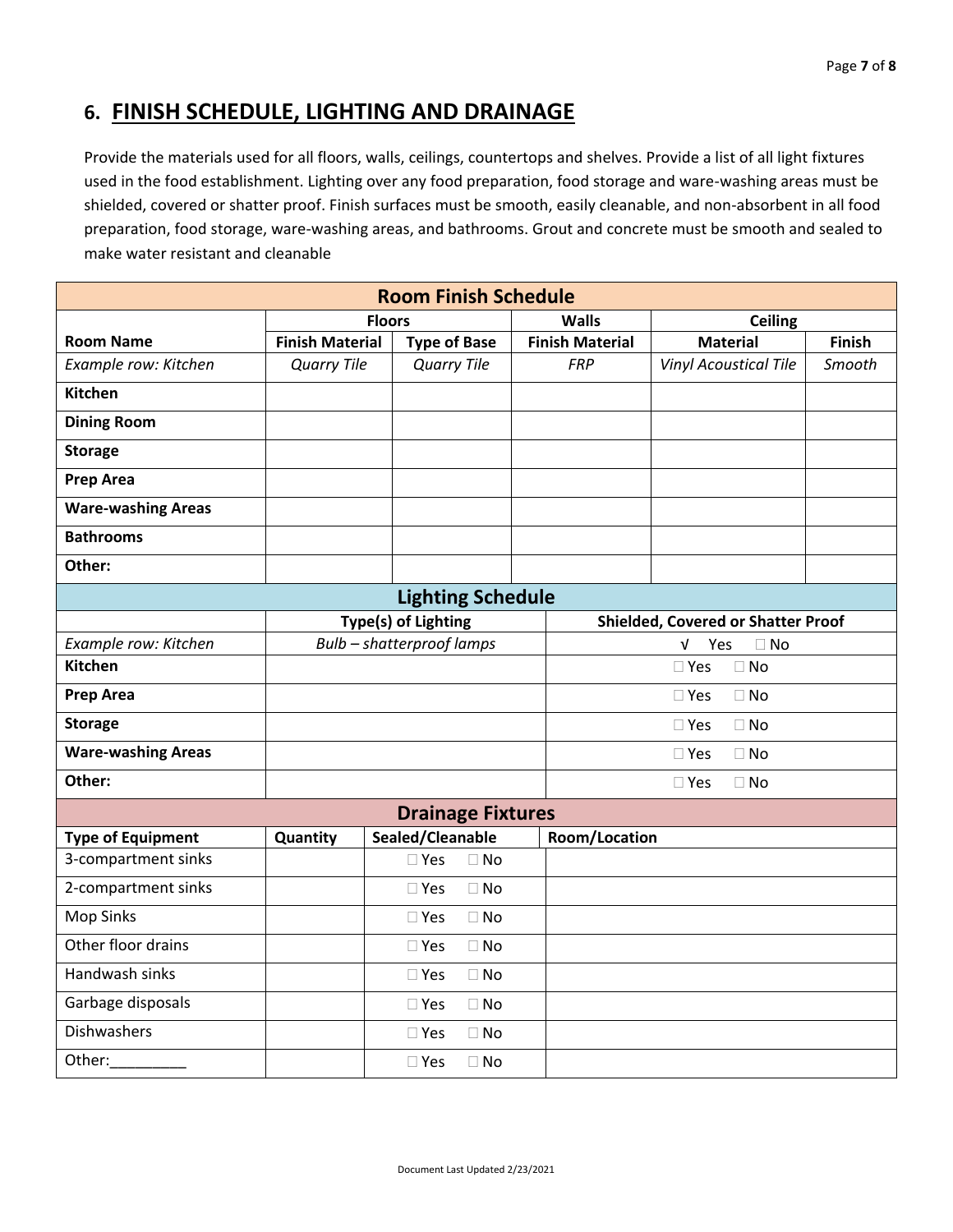## 6. FINISH SCHEDULE, LIGHTING AND DRAINAGE

Provide the materials used for all floors, walls, ceilings, countertops and shelves. Provide a list of all light fixtures used in the food establishment. Lighting over any food preparation, food storage and ware-washing areas must be shielded, covered or shatter proof. Finish surfaces must be smooth, easily cleanable, and non-absorbent in all food preparation, food storage, ware-washing areas, and bathrooms. Grout and concrete must be smooth and sealed to make water resistant and cleanable

| Room Finish Schedule | | | | | |
|---|---|---|---|---|---|
| | Floors | | Walls | Ceiling | |
| **Room Name** | **Finish Material** | **Type of Base** | **Finish Material** | **Material** | **Finish** |
| *Example row: Kitchen* | *Quarry Tile* | *Quarry Tile* | *FRP* | *Vinyl Acoustical Tile* | *Smooth* |
| **Kitchen** | | | | | |
| **Dining Room** | | | | | |
| **Storage** | | | | | |
| **Prep Area** | | | | | |
| **Ware-washing Areas** | | | | | |
| **Bathrooms** | | | | | |
| **Other:** | | | | | |

| Lighting Schedule | | |
|---|---|---|
| | **Type(s) of Lighting** | **Shielded, Covered or Shatter Proof** |
| *Example row: Kitchen* | *Bulb – shatterproof lamps* | √ Yes ☐ No |
| **Kitchen** | | ☐ Yes ☐ No |
| **Prep Area** | | ☐ Yes ☐ No |
| **Storage** | | ☐ Yes ☐ No |
| **Ware-washing Areas** | | ☐ Yes ☐ No |
| **Other:** | | ☐ Yes ☐ No |

| Drainage Fixtures | | | |
|---|---|---|---|
| **Type of Equipment** | **Quantity** | **Sealed/Cleanable** | **Room/Location** |
| 3-compartment sinks | | ☐ Yes ☐ No | |
| 2-compartment sinks | | ☐ Yes ☐ No | |
| Mop Sinks | | ☐ Yes ☐ No | |
| Other floor drains | | ☐ Yes ☐ No | |
| Handwash sinks | | ☐ Yes ☐ No | |
| Garbage disposals | | ☐ Yes ☐ No | |
| Dishwashers | | ☐ Yes ☐ No | |
| Other:_________ | | ☐ Yes ☐ No | |

Document Last Updated 2/23/2021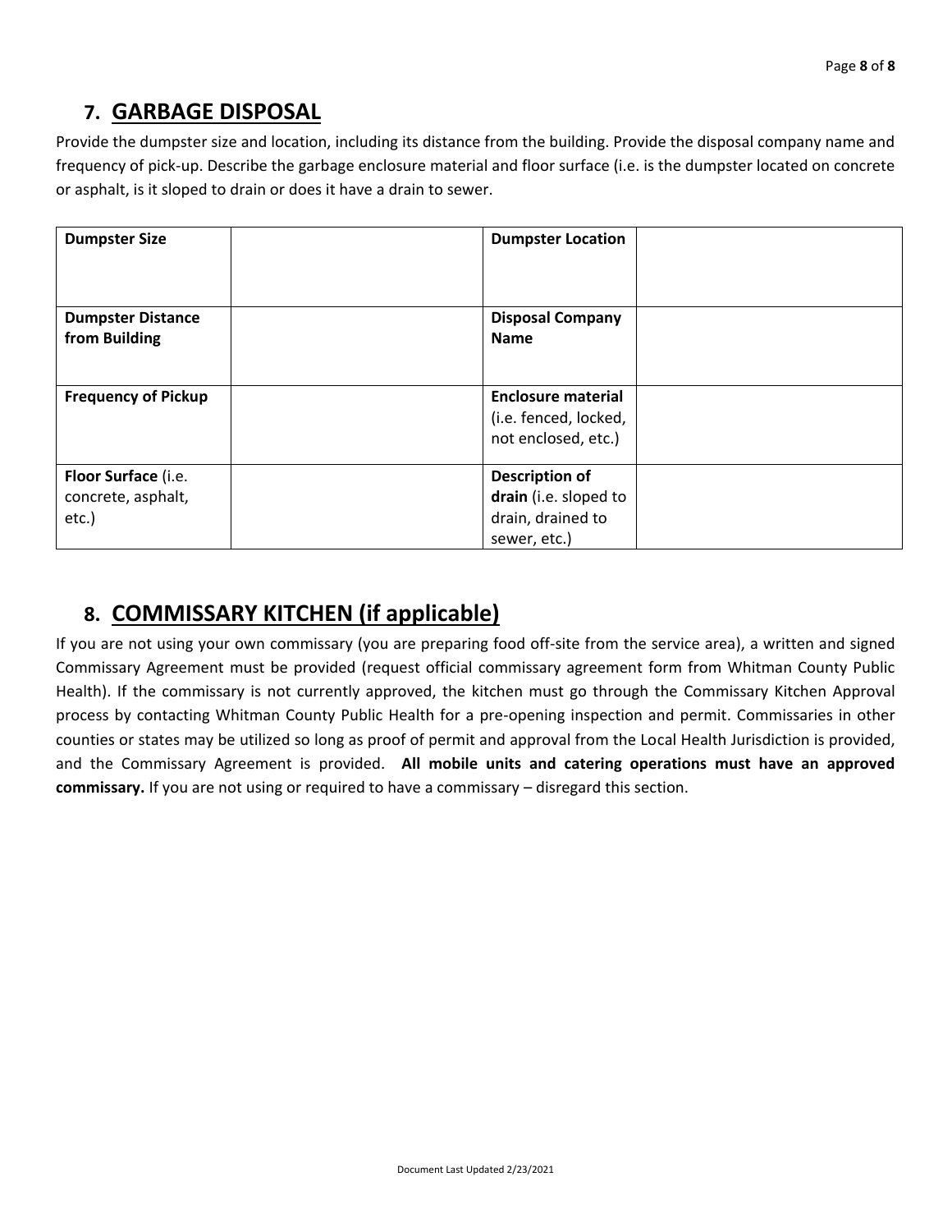## 7. GARBAGE DISPOSAL

Provide the dumpster size and location, including its distance from the building. Provide the disposal company name and frequency of pick-up. Describe the garbage enclosure material and floor surface (i.e. is the dumpster located on concrete or asphalt, is it sloped to drain or does it have a drain to sewer.

| | | | |
|---|---|---|---|
| **Dumpster Size** | | **Dumpster Location** | |
| **Dumpster Distance from Building** | | **Disposal Company Name** | |
| **Frequency of Pickup** | | **Enclosure material** (i.e. fenced, locked, not enclosed, etc.) | |
| **Floor Surface** (i.e. concrete, asphalt, etc.) | | **Description of drain** (i.e. sloped to drain, drained to sewer, etc.) | |

## 8. COMMISSARY KITCHEN (if applicable)

If you are not using your own commissary (you are preparing food off-site from the service area), a written and signed Commissary Agreement must be provided (request official commissary agreement form from Whitman County Public Health). If the commissary is not currently approved, the kitchen must go through the Commissary Kitchen Approval process by contacting Whitman County Public Health for a pre-opening inspection and permit. Commissaries in other counties or states may be utilized so long as proof of permit and approval from the Local Health Jurisdiction is provided, and the Commissary Agreement is provided. **All mobile units and catering operations must have an approved commissary.** If you are not using or required to have a commissary – disregard this section.

Document Last Updated 2/23/2021